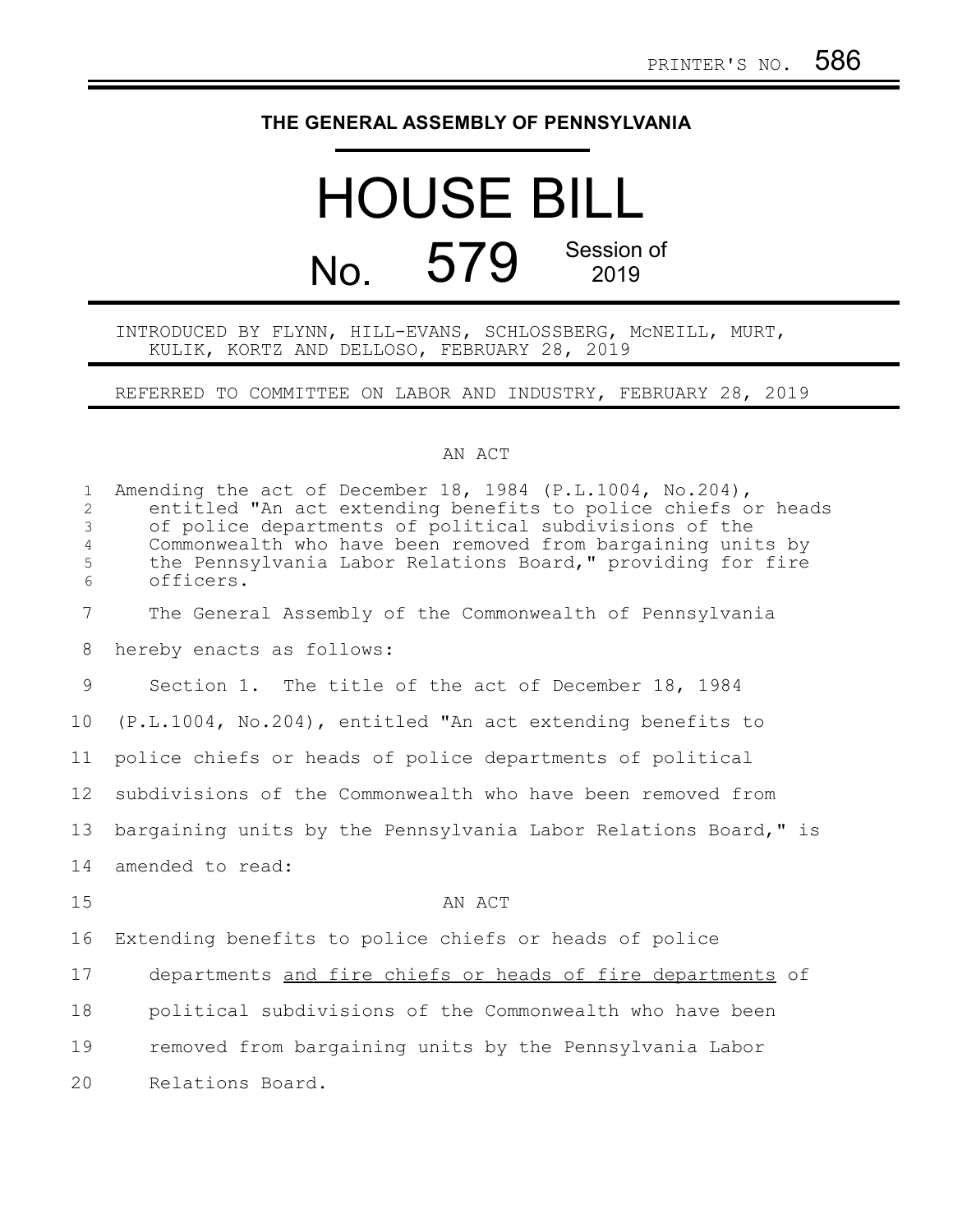PRINTER'S NO. 586

**THE GENERAL ASSEMBLY OF PENNSYLVANIA**

# HOUSE BILL

## No. 579 Session of 2019

INTRODUCED BY FLYNN, HILL-EVANS, SCHLOSSBERG, McNEILL, MURT, KULIK, KORTZ AND DELLOSO, FEBRUARY 28, 2019

REFERRED TO COMMITTEE ON LABOR AND INDUSTRY, FEBRUARY 28, 2019

AN ACT

Amending the act of December 18, 1984 (P.L.1004, No.204), entitled "An act extending benefits to police chiefs or heads of police departments of political subdivisions of the Commonwealth who have been removed from bargaining units by the Pennsylvania Labor Relations Board," providing for fire officers.

The General Assembly of the Commonwealth of Pennsylvania hereby enacts as follows:

Section 1. The title of the act of December 18, 1984 (P.L.1004, No.204), entitled "An act extending benefits to police chiefs or heads of police departments of political subdivisions of the Commonwealth who have been removed from bargaining units by the Pennsylvania Labor Relations Board," is amended to read:

AN ACT

Extending benefits to police chiefs or heads of police departments <u>and fire chiefs or heads of fire departments</u> of political subdivisions of the Commonwealth who have been removed from bargaining units by the Pennsylvania Labor Relations Board.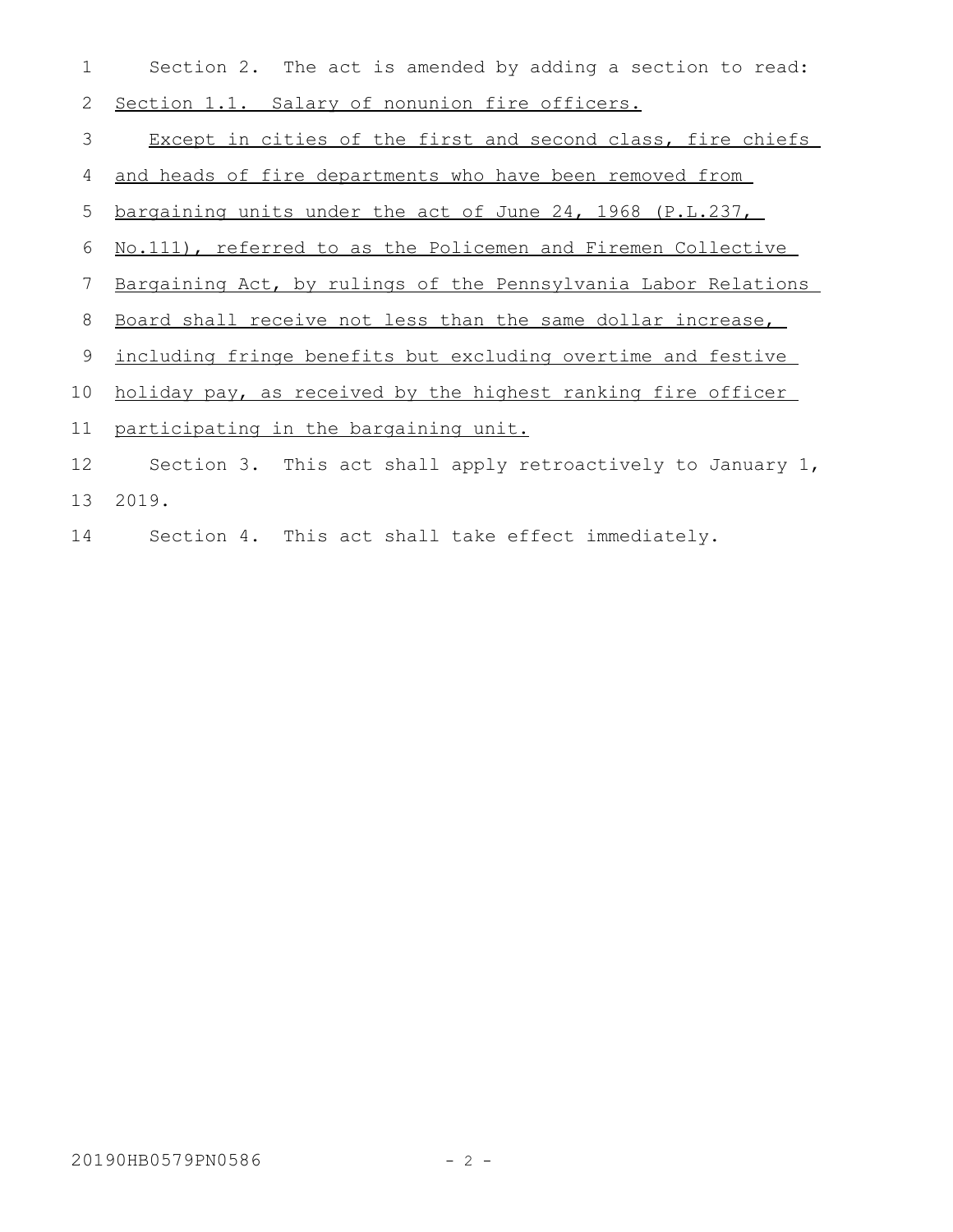Section 2. The act is amended by adding a section to read:

Section 1.1. Salary of nonunion fire officers.

Except in cities of the first and second class, fire chiefs and heads of fire departments who have been removed from bargaining units under the act of June 24, 1968 (P.L.237, No.111), referred to as the Policemen and Firemen Collective Bargaining Act, by rulings of the Pennsylvania Labor Relations Board shall receive not less than the same dollar increase, including fringe benefits but excluding overtime and festive holiday pay, as received by the highest ranking fire officer participating in the bargaining unit.

Section 3. This act shall apply retroactively to January 1, 2019.

Section 4. This act shall take effect immediately.